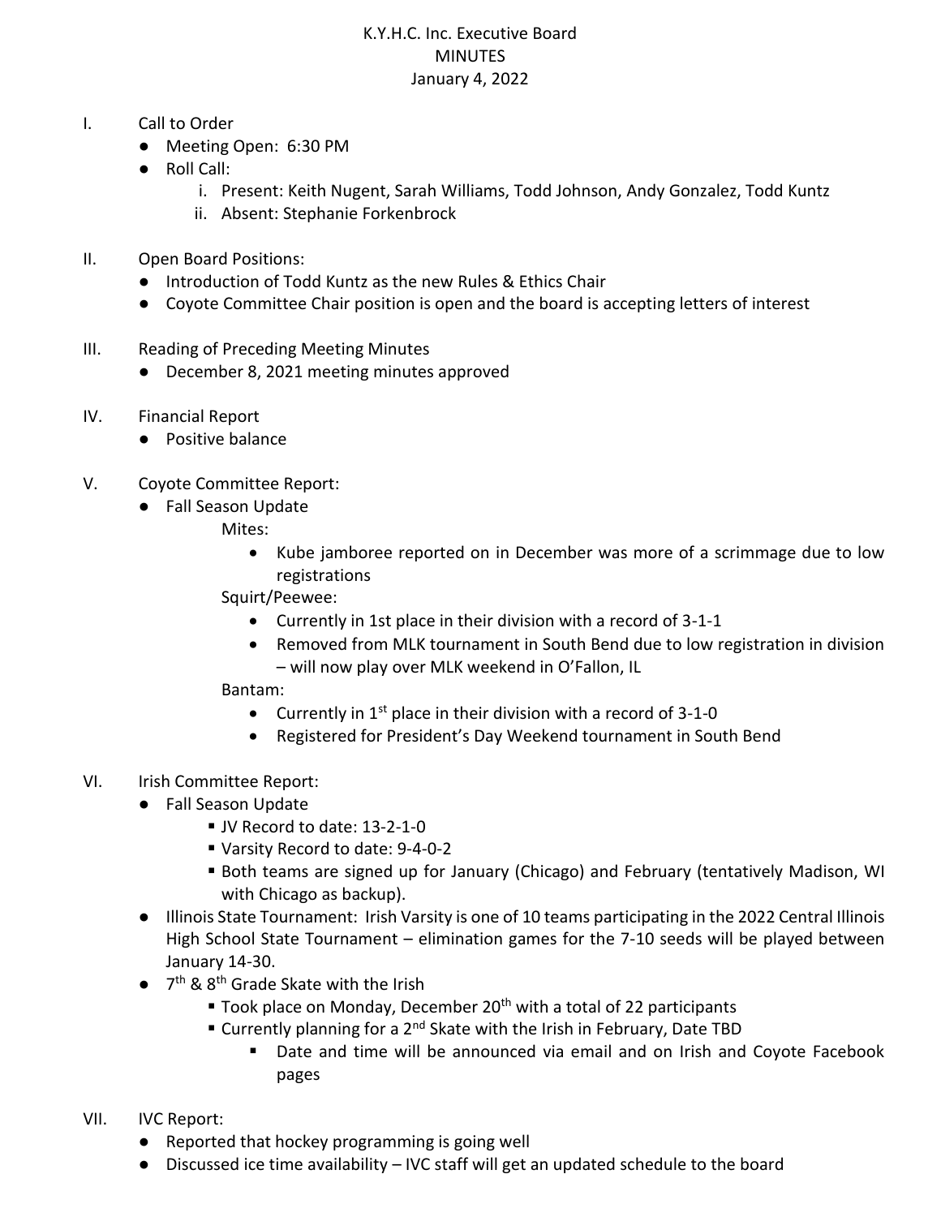# K.Y.H.C. Inc. Executive Board
## MINUTES
### January 4, 2022

I. Call to Order
- Meeting Open: 6:30 PM
- Roll Call:
    - i. Present: Keith Nugent, Sarah Williams, Todd Johnson, Andy Gonzalez, Todd Kuntz
    - ii. Absent: Stephanie Forkenbrock

II. Open Board Positions:
- Introduction of Todd Kuntz as the new Rules & Ethics Chair
- Coyote Committee Chair position is open and the board is accepting letters of interest

III. Reading of Preceding Meeting Minutes
- December 8, 2021 meeting minutes approved

IV. Financial Report
- Positive balance

V. Coyote Committee Report:
- Fall Season Update
    - Mites:
        - Kube jamboree reported on in December was more of a scrimmage due to low registrations
    - Squirt/Peewee:
        - Currently in 1st place in their division with a record of 3-1-1
        - Removed from MLK tournament in South Bend due to low registration in division – will now play over MLK weekend in O'Fallon, IL
    - Bantam:
        - Currently in 1st place in their division with a record of 3-1-0
        - Registered for President's Day Weekend tournament in South Bend

VI. Irish Committee Report:
- Fall Season Update
    - JV Record to date: 13-2-1-0
    - Varsity Record to date: 9-4-0-2
    - Both teams are signed up for January (Chicago) and February (tentatively Madison, WI with Chicago as backup).
- Illinois State Tournament: Irish Varsity is one of 10 teams participating in the 2022 Central Illinois High School State Tournament – elimination games for the 7-10 seeds will be played between January 14-30.
- 7th & 8th Grade Skate with the Irish
    - Took place on Monday, December 20th with a total of 22 participants
    - Currently planning for a 2nd Skate with the Irish in February, Date TBD
        - Date and time will be announced via email and on Irish and Coyote Facebook pages

VII. IVC Report:
- Reported that hockey programming is going well
- Discussed ice time availability – IVC staff will get an updated schedule to the board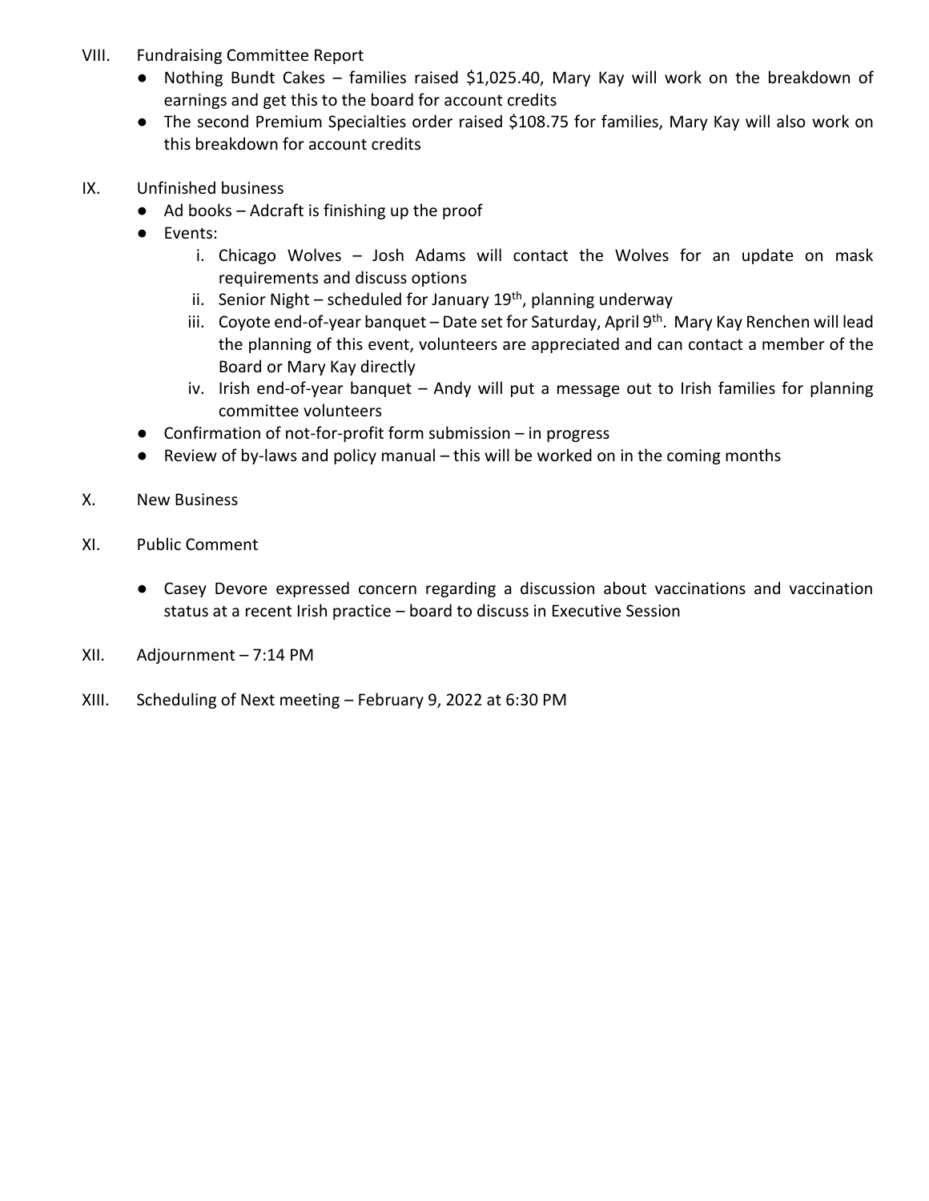VIII. Fundraising Committee Report

- Nothing Bundt Cakes – families raised $1,025.40, Mary Kay will work on the breakdown of earnings and get this to the board for account credits
- The second Premium Specialties order raised $108.75 for families, Mary Kay will also work on this breakdown for account credits

IX. Unfinished business

- Ad books – Adcraft is finishing up the proof
- Events:
  - i. Chicago Wolves – Josh Adams will contact the Wolves for an update on mask requirements and discuss options
  - ii. Senior Night – scheduled for January 19th, planning underway
  - iii. Coyote end-of-year banquet – Date set for Saturday, April 9th. Mary Kay Renchen will lead the planning of this event, volunteers are appreciated and can contact a member of the Board or Mary Kay directly
  - iv. Irish end-of-year banquet – Andy will put a message out to Irish families for planning committee volunteers
- Confirmation of not-for-profit form submission – in progress
- Review of by-laws and policy manual – this will be worked on in the coming months

X. New Business

XI. Public Comment

- Casey Devore expressed concern regarding a discussion about vaccinations and vaccination status at a recent Irish practice – board to discuss in Executive Session

XII. Adjournment – 7:14 PM

XIII. Scheduling of Next meeting – February 9, 2022 at 6:30 PM